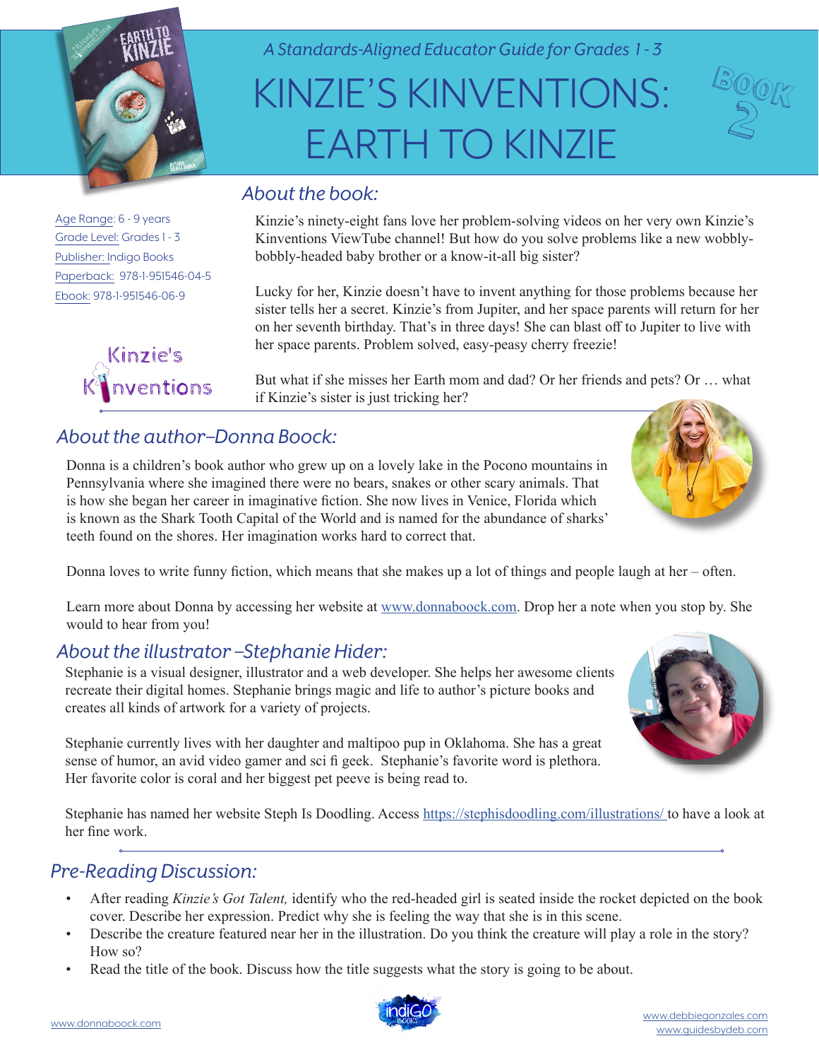*A Standards-Aligned Educator Guide for Grades 1 - 3*

# KINZIE'S KINVENTIONS: EARTH TO KINZIE

Book 2

Age Range: 6 - 9 years
Grade Level: Grades 1 - 3
Publisher: Indigo Books
Paperback: 978-1-951546-04-5
Ebook: 978-1-951546-06-9

## About the book:

Kinzie's ninety-eight fans love her problem-solving videos on her very own Kinzie's Kinventions ViewTube channel! But how do you solve problems like a new wobbly-bobbly-headed baby brother or a know-it-all big sister?

Lucky for her, Kinzie doesn't have to invent anything for those problems because her sister tells her a secret. Kinzie's from Jupiter, and her space parents will return for her on her seventh birthday. That's in three days! She can blast off to Jupiter to live with her space parents. Problem solved, easy-peasy cherry freezie!

But what if she misses her Earth mom and dad? Or her friends and pets? Or … what if Kinzie's sister is just tricking her?

## About the author–Donna Boock:

Donna is a children's book author who grew up on a lovely lake in the Pocono mountains in Pennsylvania where she imagined there were no bears, snakes or other scary animals. That is how she began her career in imaginative fiction. She now lives in Venice, Florida which is known as the Shark Tooth Capital of the World and is named for the abundance of sharks' teeth found on the shores. Her imagination works hard to correct that.

Donna loves to write funny fiction, which means that she makes up a lot of things and people laugh at her – often.

Learn more about Donna by accessing her website at www.donnaboock.com. Drop her a note when you stop by. She would to hear from you!

## About the illustrator –Stephanie Hider:

Stephanie is a visual designer, illustrator and a web developer. She helps her awesome clients recreate their digital homes. Stephanie brings magic and life to author's picture books and creates all kinds of artwork for a variety of projects.

Stephanie currently lives with her daughter and maltipoo pup in Oklahoma. She has a great sense of humor, an avid video gamer and sci fi geek. Stephanie's favorite word is plethora. Her favorite color is coral and her biggest pet peeve is being read to.

Stephanie has named her website Steph Is Doodling. Access https://stephisdoodling.com/illustrations/ to have a look at her fine work.

## Pre-Reading Discussion:

- After reading *Kinzie's Got Talent,* identify who the red-headed girl is seated inside the rocket depicted on the book cover. Describe her expression. Predict why she is feeling the way that she is in this scene.
- Describe the creature featured near her in the illustration. Do you think the creature will play a role in the story? How so?
- Read the title of the book. Discuss how the title suggests what the story is going to be about.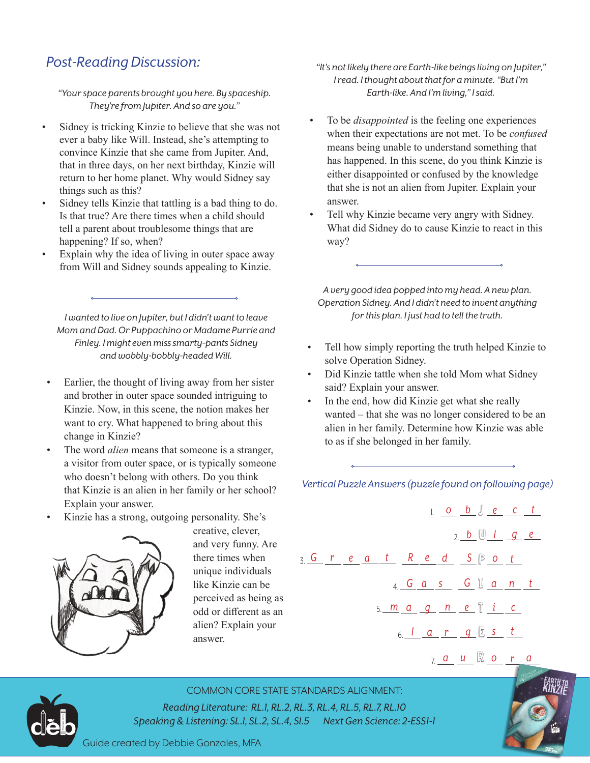## Post-Reading Discussion:

*"Your space parents brought you here. By spaceship. They're from Jupiter. And so are you."*

- Sidney is tricking Kinzie to believe that she was not ever a baby like Will. Instead, she's attempting to convince Kinzie that she came from Jupiter. And, that in three days, on her next birthday, Kinzie will return to her home planet. Why would Sidney say things such as this?
- Sidney tells Kinzie that tattling is a bad thing to do. Is that true? Are there times when a child should tell a parent about troublesome things that are happening? If so, when?
- Explain why the idea of living in outer space away from Will and Sidney sounds appealing to Kinzie.

*I wanted to live on Jupiter, but I didn't want to leave Mom and Dad. Or Puppachino or Madame Purrie and Finley. I might even miss smarty-pants Sidney and wobbly-bobbly-headed Will.*

- Earlier, the thought of living away from her sister and brother in outer space sounded intriguing to Kinzie. Now, in this scene, the notion makes her want to cry. What happened to bring about this change in Kinzie?
- The word *alien* means that someone is a stranger, a visitor from outer space, or is typically someone who doesn't belong with others. Do you think that Kinzie is an alien in her family or her school? Explain your answer.
- Kinzie has a strong, outgoing personality. She's creative, clever, and very funny. Are there times when unique individuals like Kinzie can be perceived as being as odd or different as an alien? Explain your answer.

*"It's not likely there are Earth-like beings living on Jupiter," I read. I thought about that for a minute. "But I'm Earth-like. And I'm living," I said.*

- To be *disappointed* is the feeling one experiences when their expectations are not met. To be *confused* means being unable to understand something that has happened. In this scene, do you think Kinzie is either disappointed or confused by the knowledge that she is not an alien from Jupiter. Explain your answer.
- Tell why Kinzie became very angry with Sidney. What did Sidney do to cause Kinzie to react in this way?

*A very good idea popped into my head. A new plan. Operation Sidney. And I didn't need to invent anything for this plan. I just had to tell the truth.*

- Tell how simply reporting the truth helped Kinzie to solve Operation Sidney.
- Did Kinzie tattle when she told Mom what Sidney said? Explain your answer.
- In the end, how did Kinzie get what she really wanted – that she was no longer considered to be an alien in her family. Determine how Kinzie was able to as if she belonged in her family.

### Vertical Puzzle Answers (puzzle found on following page)

1. o b J e c t
2. b U l g e
3. G r e a t R e d S P o t
4. G a s G I a n t
5. m a g n e T i c
6. l a r g E s t
7. a u R o r a

COMMON CORE STATE STANDARDS ALIGNMENT:

*Reading Literature: RL.1, RL.2, RL.3, RL.4, RL.5, RL.7, RL.10*

*Speaking & Listening: SL.1, SL.2, SL.4, SI.5 Next Gen Science: 2-ESS1-1*

Guide created by Debbie Gonzales, MFA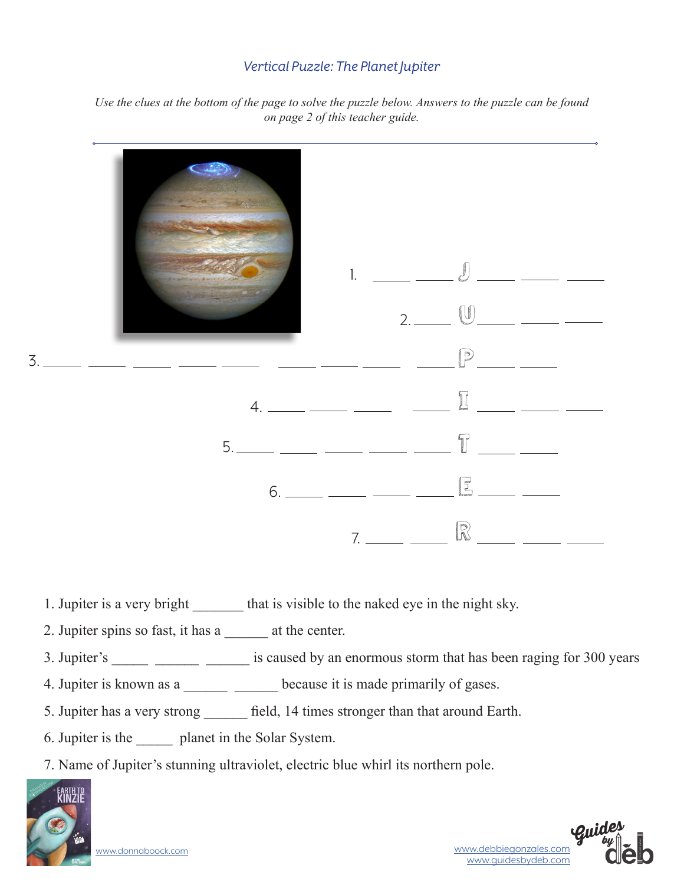## *Vertical Puzzle: The Planet Jupiter*

*Use the clues at the bottom of the page to solve the puzzle below. Answers to the puzzle can be found on page 2 of this teacher guide.*

1. _____ _____ J _____ _____ _____

2. _____ U _____ _____ _____

3. _____ _____ _____ _____ _____ &nbsp; _____ _____ _____ &nbsp; _____ P _____ _____

4. _____ _____ _____ &nbsp; _____ I _____ _____ _____

5. _____ _____ _____ _____ _____ T _____ _____

6. _____ _____ _____ _____ E _____ _____

7. _____ _____ R _____ _____ _____

1. Jupiter is a very bright _______ that is visible to the naked eye in the night sky.
2. Jupiter spins so fast, it has a ______ at the center.
3. Jupiter's _____ ______ ______ is caused by an enormous storm that has been raging for 300 years
4. Jupiter is known as a ______ ______ because it is made primarily of gases.
5. Jupiter has a very strong ______ field, 14 times stronger than that around Earth.
6. Jupiter is the _____ planet in the Solar System.
7. Name of Jupiter's stunning ultraviolet, electric blue whirl its northern pole.

www.donnaboock.com

www.debbiegonzales.com
www.guidesbydeb.com